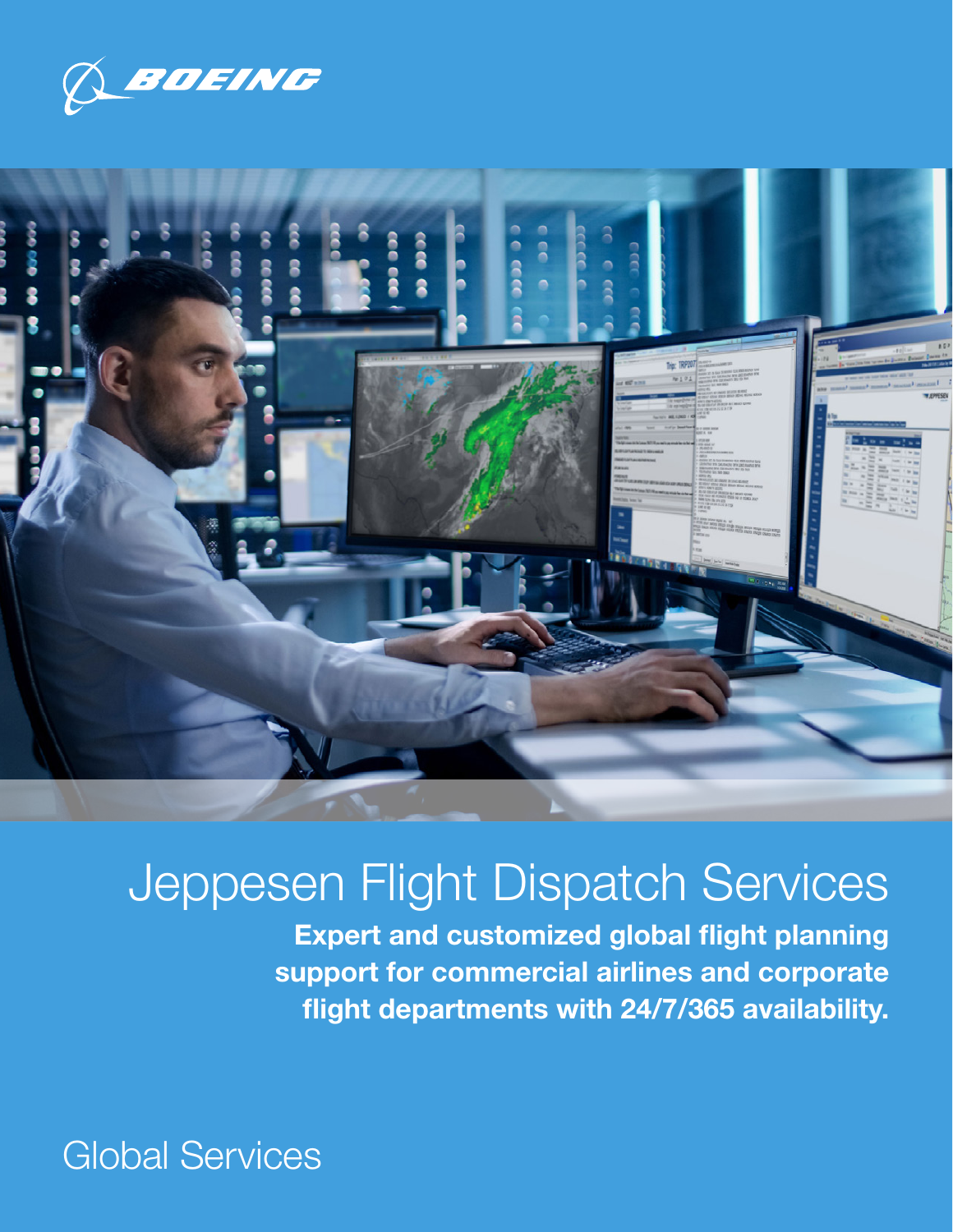BOEING

# Jeppesen Flight Dispatch Services

**Expert and customized global flight planning support for commercial airlines and corporate flight departments with 24/7/365 availability.**

Global Services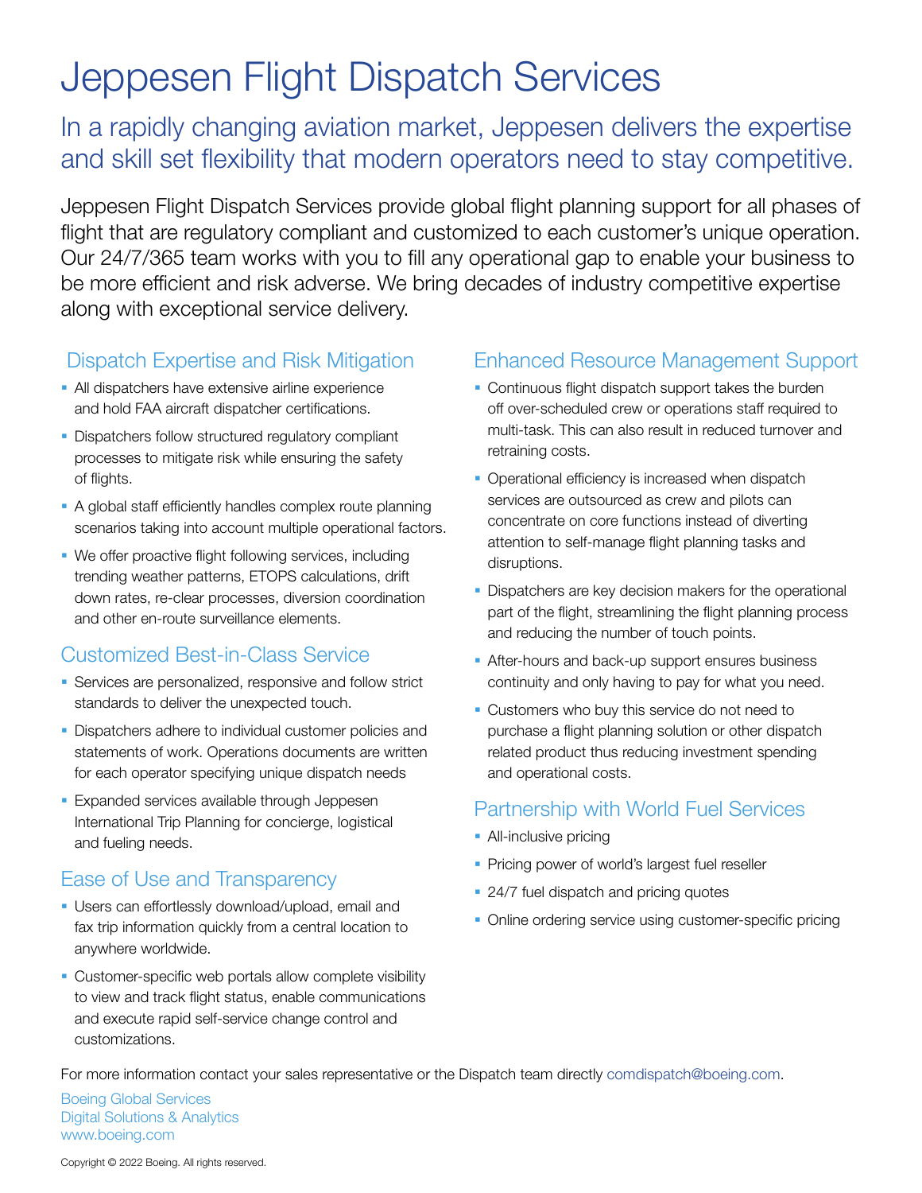# Jeppesen Flight Dispatch Services

## In a rapidly changing aviation market, Jeppesen delivers the expertise and skill set flexibility that modern operators need to stay competitive.

Jeppesen Flight Dispatch Services provide global flight planning support for all phases of flight that are regulatory compliant and customized to each customer's unique operation. Our 24/7/365 team works with you to fill any operational gap to enable your business to be more efficient and risk adverse. We bring decades of industry competitive expertise along with exceptional service delivery.

### Dispatch Expertise and Risk Mitigation

- All dispatchers have extensive airline experience and hold FAA aircraft dispatcher certifications.
- Dispatchers follow structured regulatory compliant processes to mitigate risk while ensuring the safety of flights.
- A global staff efficiently handles complex route planning scenarios taking into account multiple operational factors.
- We offer proactive flight following services, including trending weather patterns, ETOPS calculations, drift down rates, re-clear processes, diversion coordination and other en-route surveillance elements.

### Customized Best-in-Class Service

- Services are personalized, responsive and follow strict standards to deliver the unexpected touch.
- Dispatchers adhere to individual customer policies and statements of work. Operations documents are written for each operator specifying unique dispatch needs
- Expanded services available through Jeppesen International Trip Planning for concierge, logistical and fueling needs.

### Ease of Use and Transparency

- Users can effortlessly download/upload, email and fax trip information quickly from a central location to anywhere worldwide.
- Customer-specific web portals allow complete visibility to view and track flight status, enable communications and execute rapid self-service change control and customizations.

### Enhanced Resource Management Support

- Continuous flight dispatch support takes the burden off over-scheduled crew or operations staff required to multi-task. This can also result in reduced turnover and retraining costs.
- Operational efficiency is increased when dispatch services are outsourced as crew and pilots can concentrate on core functions instead of diverting attention to self-manage flight planning tasks and disruptions.
- Dispatchers are key decision makers for the operational part of the flight, streamlining the flight planning process and reducing the number of touch points.
- After-hours and back-up support ensures business continuity and only having to pay for what you need.
- Customers who buy this service do not need to purchase a flight planning solution or other dispatch related product thus reducing investment spending and operational costs.

### Partnership with World Fuel Services

- All-inclusive pricing
- Pricing power of world's largest fuel reseller
- 24/7 fuel dispatch and pricing quotes
- Online ordering service using customer-specific pricing

For more information contact your sales representative or the Dispatch team directly comdispatch@boeing.com.

Boeing Global Services
Digital Solutions & Analytics
www.boeing.com

Copyright © 2022 Boeing. All rights reserved.